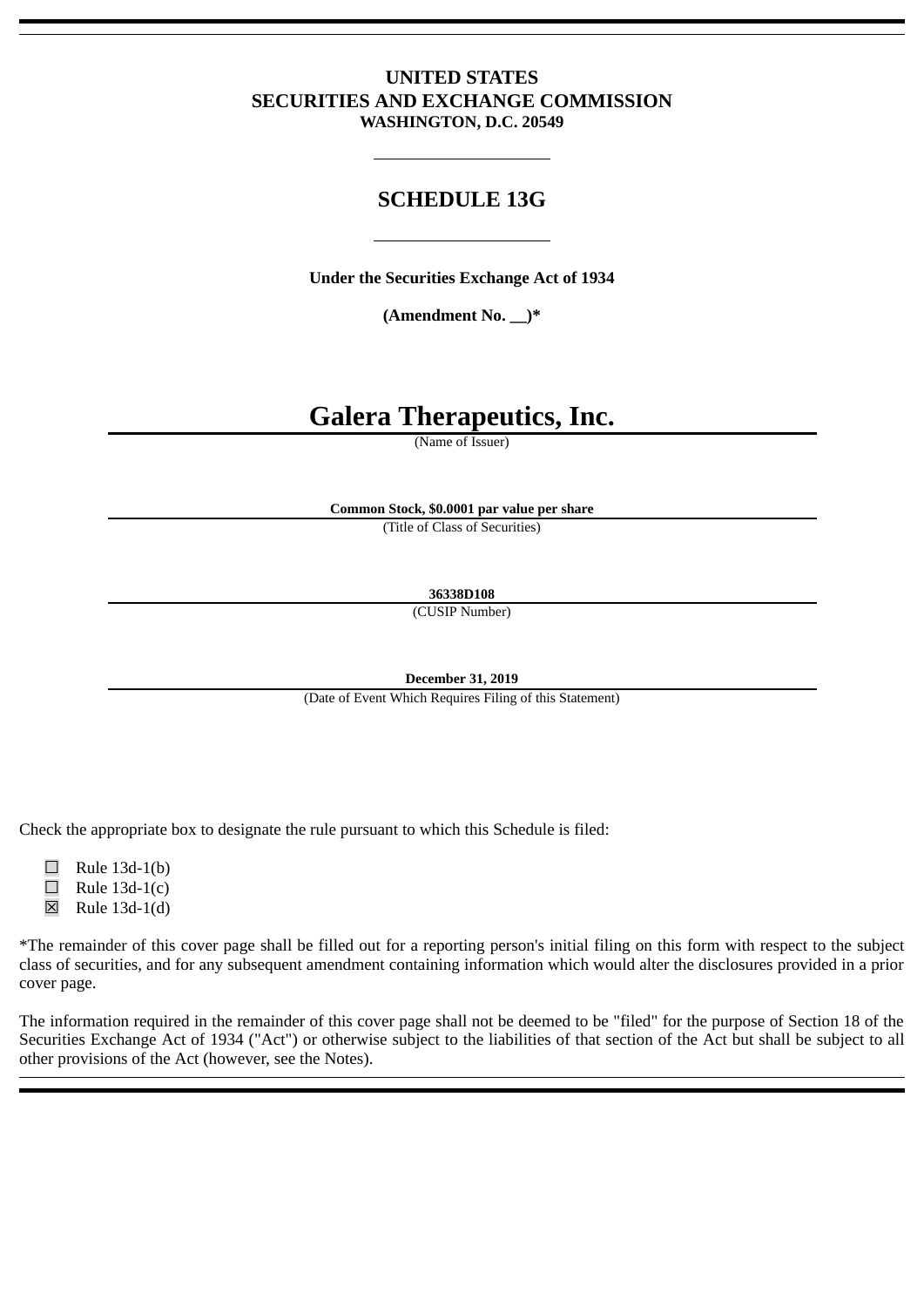# UNITED STATES
# SECURITIES AND EXCHANGE COMMISSION
**WASHINGTON, D.C. 20549**

## SCHEDULE 13G

**Under the Securities Exchange Act of 1934**

**(Amendment No. __)***

# Galera Therapeutics, Inc.

(Name of Issuer)

**Common Stock, $0.0001 par value per share**

(Title of Class of Securities)

**36338D108**

(CUSIP Number)

**December 31, 2019**

(Date of Event Which Requires Filing of this Statement)

Check the appropriate box to designate the rule pursuant to which this Schedule is filed:

☐ Rule 13d-1(b)
☐ Rule 13d-1(c)
☒ Rule 13d-1(d)

*The remainder of this cover page shall be filled out for a reporting person's initial filing on this form with respect to the subject class of securities, and for any subsequent amendment containing information which would alter the disclosures provided in a prior cover page.

The information required in the remainder of this cover page shall not be deemed to be "filed" for the purpose of Section 18 of the Securities Exchange Act of 1934 ("Act") or otherwise subject to the liabilities of that section of the Act but shall be subject to all other provisions of the Act (however, see the Notes).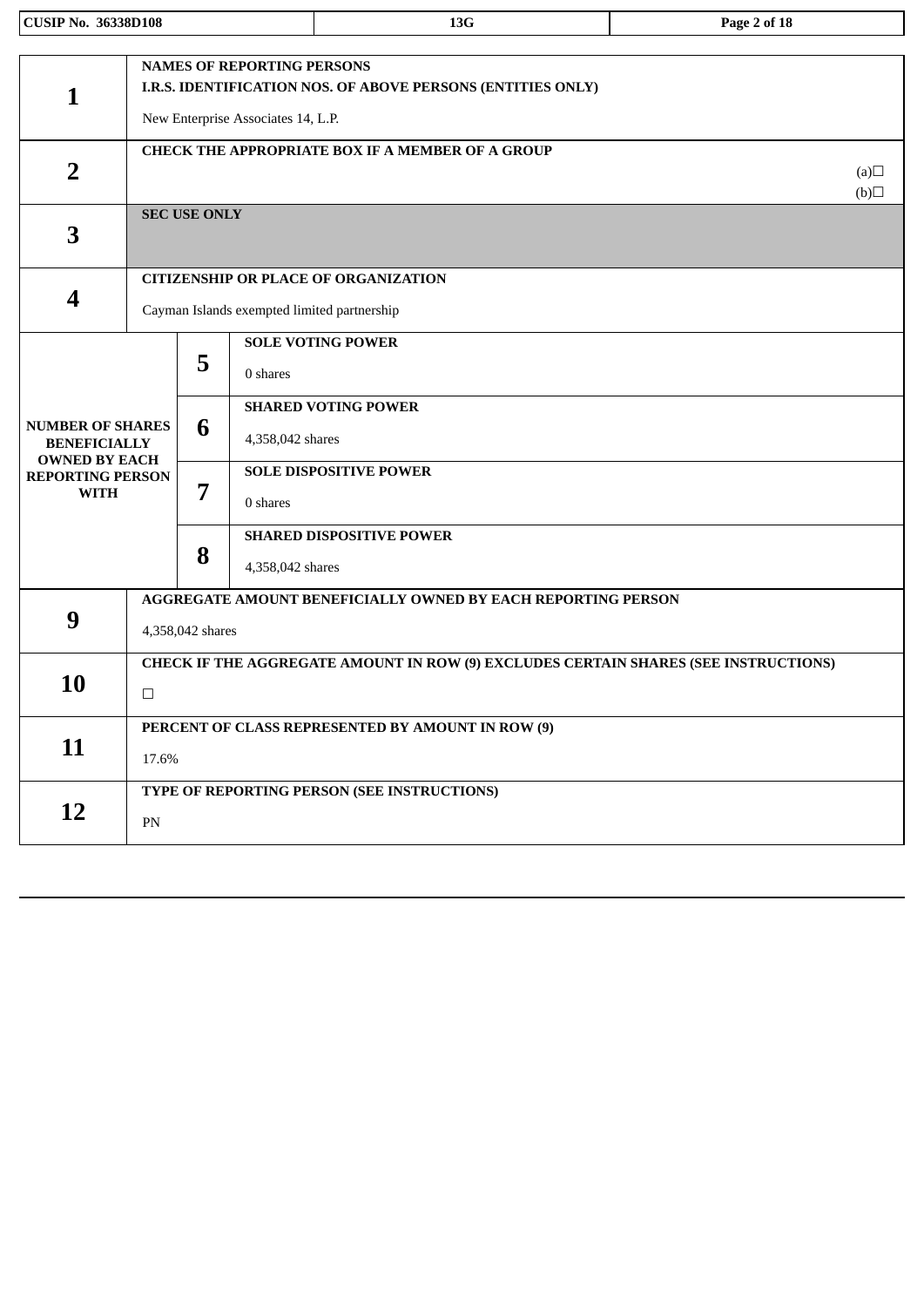| CUSIP No. 36338D108 | 13G | |
|---|---|---|

| | | | |
|---|---|---|---|
| 1 | **NAMES OF REPORTING PERSONS**<br>**I.R.S. IDENTIFICATION NOS. OF ABOVE PERSONS (ENTITIES ONLY)**<br><br>New Enterprise Associates 14, L.P. | | |
| 2 | **CHECK THE APPROPRIATE BOX IF A MEMBER OF A GROUP**<br>(a)☐<br>(b)☐ | | |
| 3 | **SEC USE ONLY** | | |
| 4 | **CITIZENSHIP OR PLACE OF ORGANIZATION**<br><br>Cayman Islands exempted limited partnership | | |
| **NUMBER OF SHARES BENEFICIALLY OWNED BY EACH REPORTING PERSON WITH** | 5 | **SOLE VOTING POWER**<br><br>0 shares | |
| | 6 | **SHARED VOTING POWER**<br><br>4,358,042 shares | |
| | 7 | **SOLE DISPOSITIVE POWER**<br><br>0 shares | |
| | 8 | **SHARED DISPOSITIVE POWER**<br><br>4,358,042 shares | |
| 9 | **AGGREGATE AMOUNT BENEFICIALLY OWNED BY EACH REPORTING PERSON**<br><br>4,358,042 shares | | |
| 10 | **CHECK IF THE AGGREGATE AMOUNT IN ROW (9) EXCLUDES CERTAIN SHARES (SEE INSTRUCTIONS)**<br><br>☐ | | |
| 11 | **PERCENT OF CLASS REPRESENTED BY AMOUNT IN ROW (9)**<br><br>17.6% | | |
| 12 | **TYPE OF REPORTING PERSON (SEE INSTRUCTIONS)**<br><br>PN | | |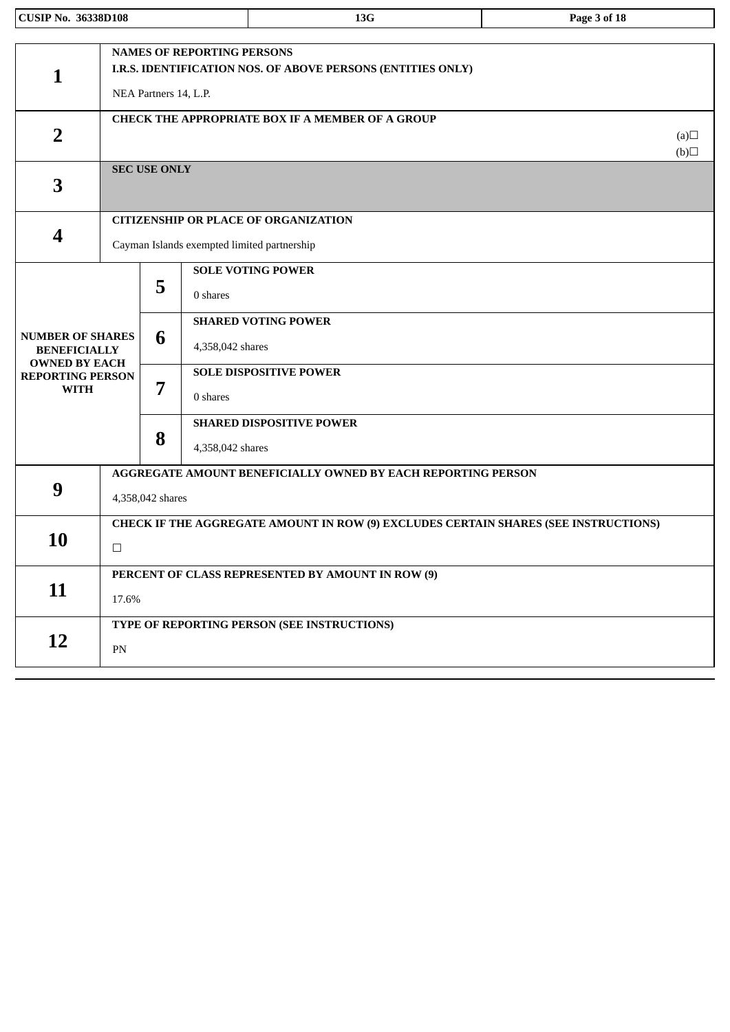| | | | |
|---|---|---|---|
| CUSIP No. 36338D108 | | 13G | |

| | | | |
|---|---|---|---|
| **1** | **NAMES OF REPORTING PERSONS**<br>**I.R.S. IDENTIFICATION NOS. OF ABOVE PERSONS (ENTITIES ONLY)**<br>NEA Partners 14, L.P. | | |
| **2** | **CHECK THE APPROPRIATE BOX IF A MEMBER OF A GROUP**<br>(a)☐<br>(b)☐ | | |
| **3** | **SEC USE ONLY** | | |
| **4** | **CITIZENSHIP OR PLACE OF ORGANIZATION**<br>Cayman Islands exempted limited partnership | | |
| **NUMBER OF SHARES BENEFICIALLY OWNED BY EACH REPORTING PERSON WITH** | **5** | **SOLE VOTING POWER**<br>0 shares | |
| | **6** | **SHARED VOTING POWER**<br>4,358,042 shares | |
| | **7** | **SOLE DISPOSITIVE POWER**<br>0 shares | |
| | **8** | **SHARED DISPOSITIVE POWER**<br>4,358,042 shares | |
| **9** | **AGGREGATE AMOUNT BENEFICIALLY OWNED BY EACH REPORTING PERSON**<br>4,358,042 shares | | |
| **10** | **CHECK IF THE AGGREGATE AMOUNT IN ROW (9) EXCLUDES CERTAIN SHARES (SEE INSTRUCTIONS)**<br>☐ | | |
| **11** | **PERCENT OF CLASS REPRESENTED BY AMOUNT IN ROW (9)**<br>17.6% | | |
| **12** | **TYPE OF REPORTING PERSON (SEE INSTRUCTIONS)**<br>PN | | |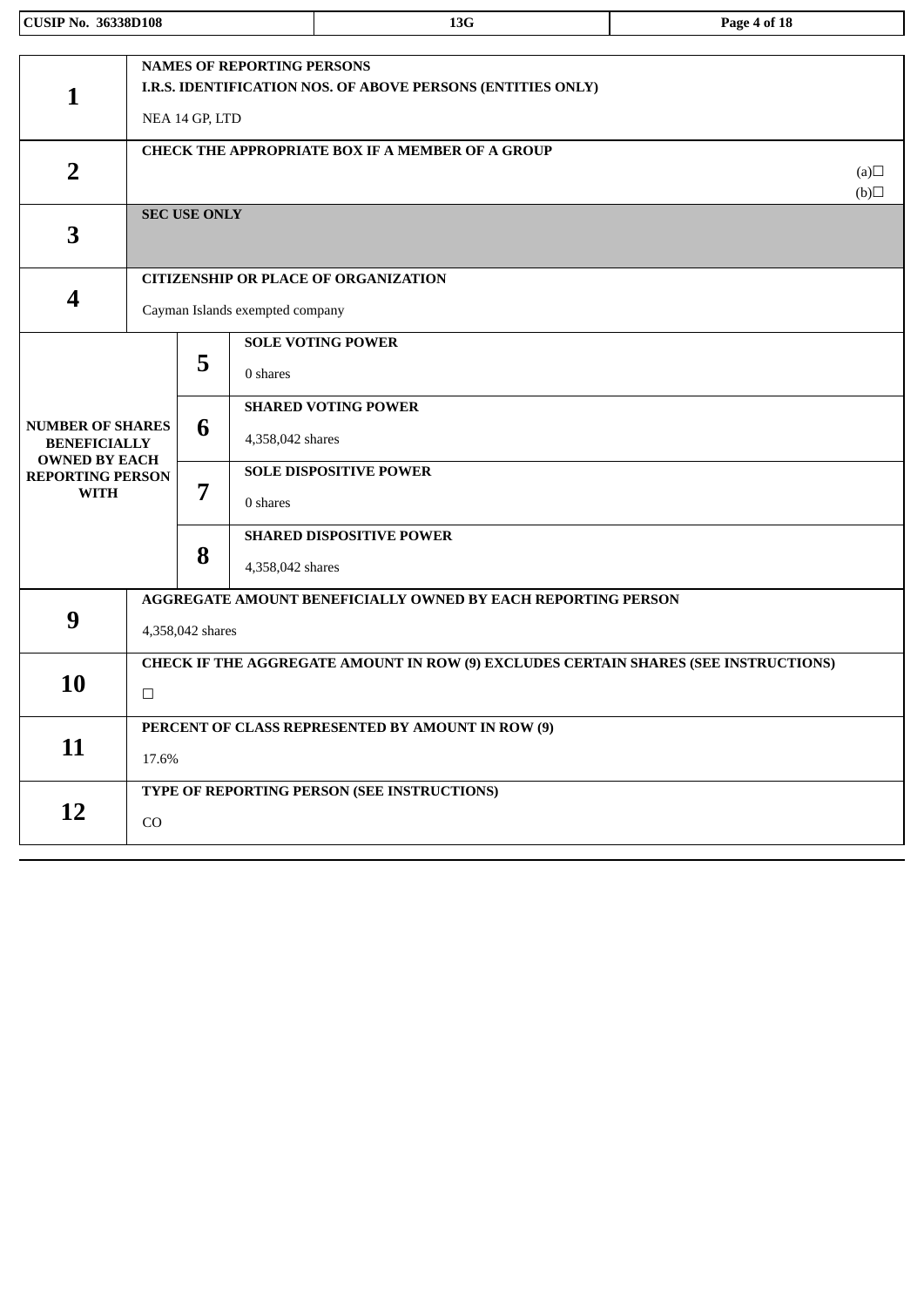| CUSIP No. 36338D108 | 13G | |
|---|---|---|

| | | | |
|---|---|---|---|
| **1** | **NAMES OF REPORTING PERSONS**<br>**I.R.S. IDENTIFICATION NOS. OF ABOVE PERSONS (ENTITIES ONLY)**<br>NEA 14 GP, LTD | | |
| **2** | **CHECK THE APPROPRIATE BOX IF A MEMBER OF A GROUP**<br>(a)☐<br>(b)☐ | | |
| **3** | **SEC USE ONLY** | | |
| **4** | **CITIZENSHIP OR PLACE OF ORGANIZATION**<br>Cayman Islands exempted company | | |
| **NUMBER OF SHARES BENEFICIALLY OWNED BY EACH REPORTING PERSON WITH** | **5** | **SOLE VOTING POWER**<br>0 shares | |
| | **6** | **SHARED VOTING POWER**<br>4,358,042 shares | |
| | **7** | **SOLE DISPOSITIVE POWER**<br>0 shares | |
| | **8** | **SHARED DISPOSITIVE POWER**<br>4,358,042 shares | |
| **9** | **AGGREGATE AMOUNT BENEFICIALLY OWNED BY EACH REPORTING PERSON**<br>4,358,042 shares | | |
| **10** | **CHECK IF THE AGGREGATE AMOUNT IN ROW (9) EXCLUDES CERTAIN SHARES (SEE INSTRUCTIONS)**<br>☐ | | |
| **11** | **PERCENT OF CLASS REPRESENTED BY AMOUNT IN ROW (9)**<br>17.6% | | |
| **12** | **TYPE OF REPORTING PERSON (SEE INSTRUCTIONS)**<br>CO | | |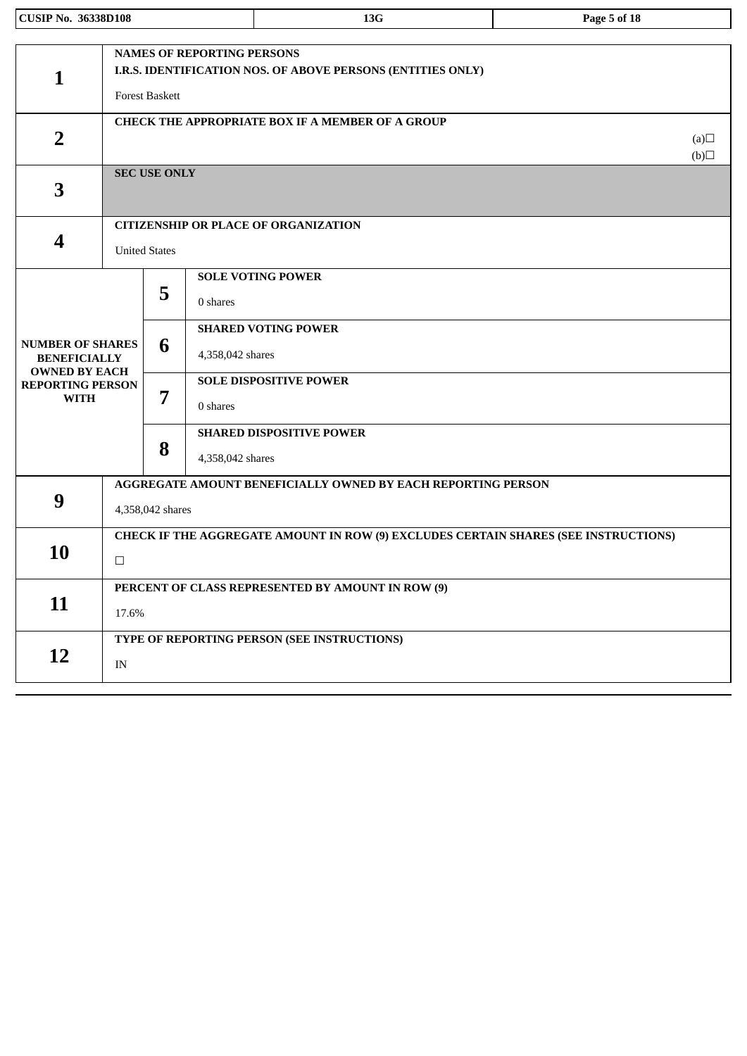| CUSIP No. 36338D108 | 13G | |
|---|---|---|

| | | | |
|---|---|---|---|
| **1** | **NAMES OF REPORTING PERSONS**<br>**I.R.S. IDENTIFICATION NOS. OF ABOVE PERSONS (ENTITIES ONLY)**<br><br>Forest Baskett | | |
| **2** | **CHECK THE APPROPRIATE BOX IF A MEMBER OF A GROUP**<br>(a)☐<br>(b)☐ | | |
| **3** | **SEC USE ONLY** | | |
| **4** | **CITIZENSHIP OR PLACE OF ORGANIZATION**<br><br>United States | | |
| **NUMBER OF SHARES BENEFICIALLY OWNED BY EACH REPORTING PERSON WITH** | **5** | **SOLE VOTING POWER**<br><br>0 shares | |
| | **6** | **SHARED VOTING POWER**<br><br>4,358,042 shares | |
| | **7** | **SOLE DISPOSITIVE POWER**<br><br>0 shares | |
| | **8** | **SHARED DISPOSITIVE POWER**<br><br>4,358,042 shares | |
| **9** | **AGGREGATE AMOUNT BENEFICIALLY OWNED BY EACH REPORTING PERSON**<br><br>4,358,042 shares | | |
| **10** | **CHECK IF THE AGGREGATE AMOUNT IN ROW (9) EXCLUDES CERTAIN SHARES (SEE INSTRUCTIONS)**<br><br>☐ | | |
| **11** | **PERCENT OF CLASS REPRESENTED BY AMOUNT IN ROW (9)**<br><br>17.6% | | |
| **12** | **TYPE OF REPORTING PERSON (SEE INSTRUCTIONS)**<br><br>IN | | |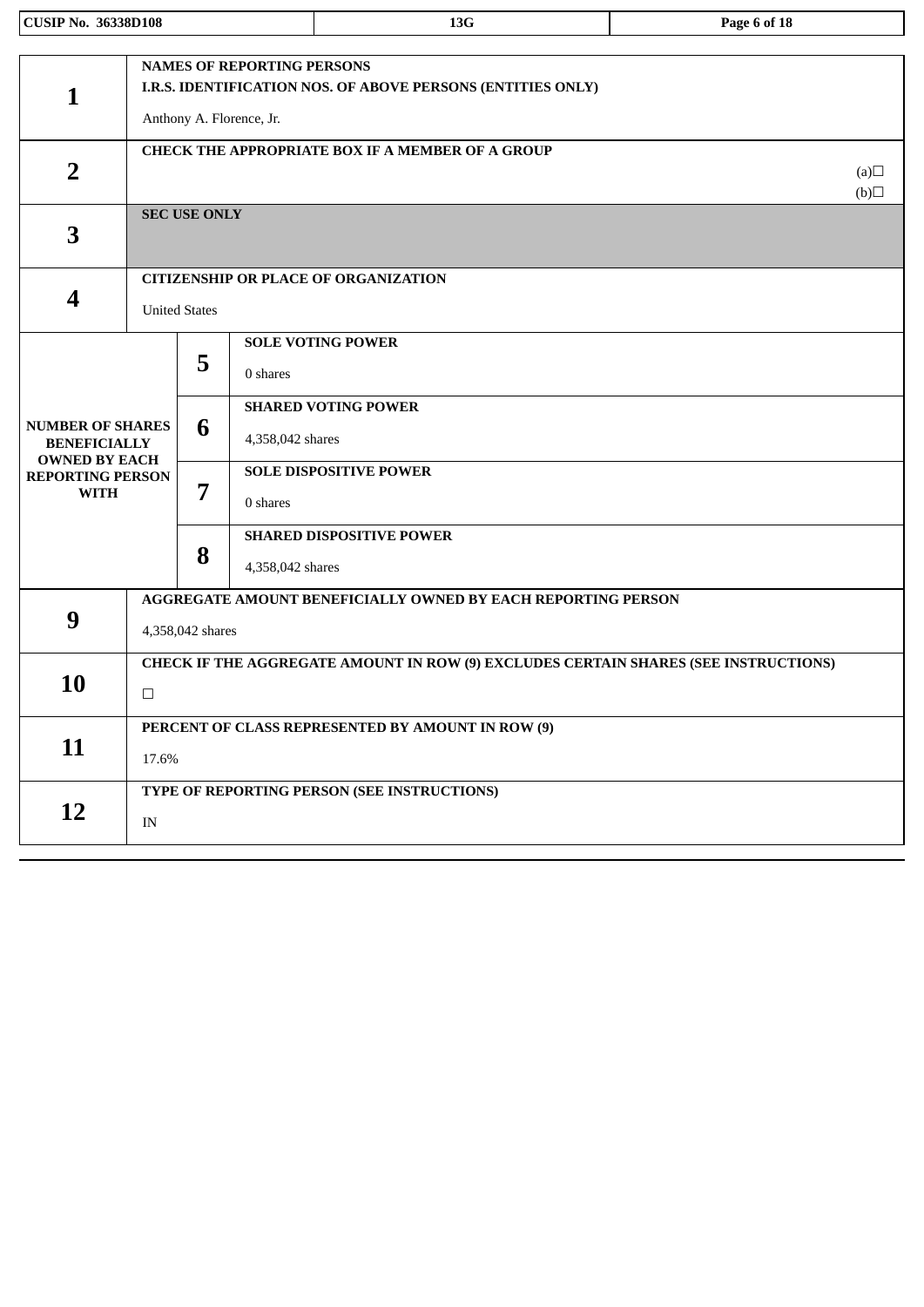| | | | |
|---|---|---|---|
| **1** | **NAMES OF REPORTING PERSONS**<br>**I.R.S. IDENTIFICATION NOS. OF ABOVE PERSONS (ENTITIES ONLY)**<br>Anthony A. Florence, Jr. | | |
| **2** | **CHECK THE APPROPRIATE BOX IF A MEMBER OF A GROUP**<br>(a)☐<br>(b)☐ | | |
| **3** | **SEC USE ONLY** | | |
| **4** | **CITIZENSHIP OR PLACE OF ORGANIZATION**<br>United States | | |
| **NUMBER OF SHARES BENEFICIALLY OWNED BY EACH REPORTING PERSON WITH** | | **5** | **SOLE VOTING POWER**<br>0 shares |
| | | **6** | **SHARED VOTING POWER**<br>4,358,042 shares |
| | | **7** | **SOLE DISPOSITIVE POWER**<br>0 shares |
| | | **8** | **SHARED DISPOSITIVE POWER**<br>4,358,042 shares |
| **9** | **AGGREGATE AMOUNT BENEFICIALLY OWNED BY EACH REPORTING PERSON**<br>4,358,042 shares | | |
| **10** | **CHECK IF THE AGGREGATE AMOUNT IN ROW (9) EXCLUDES CERTAIN SHARES (SEE INSTRUCTIONS)**<br>☐ | | |
| **11** | **PERCENT OF CLASS REPRESENTED BY AMOUNT IN ROW (9)**<br>17.6% | | |
| **12** | **TYPE OF REPORTING PERSON (SEE INSTRUCTIONS)**<br>IN | | |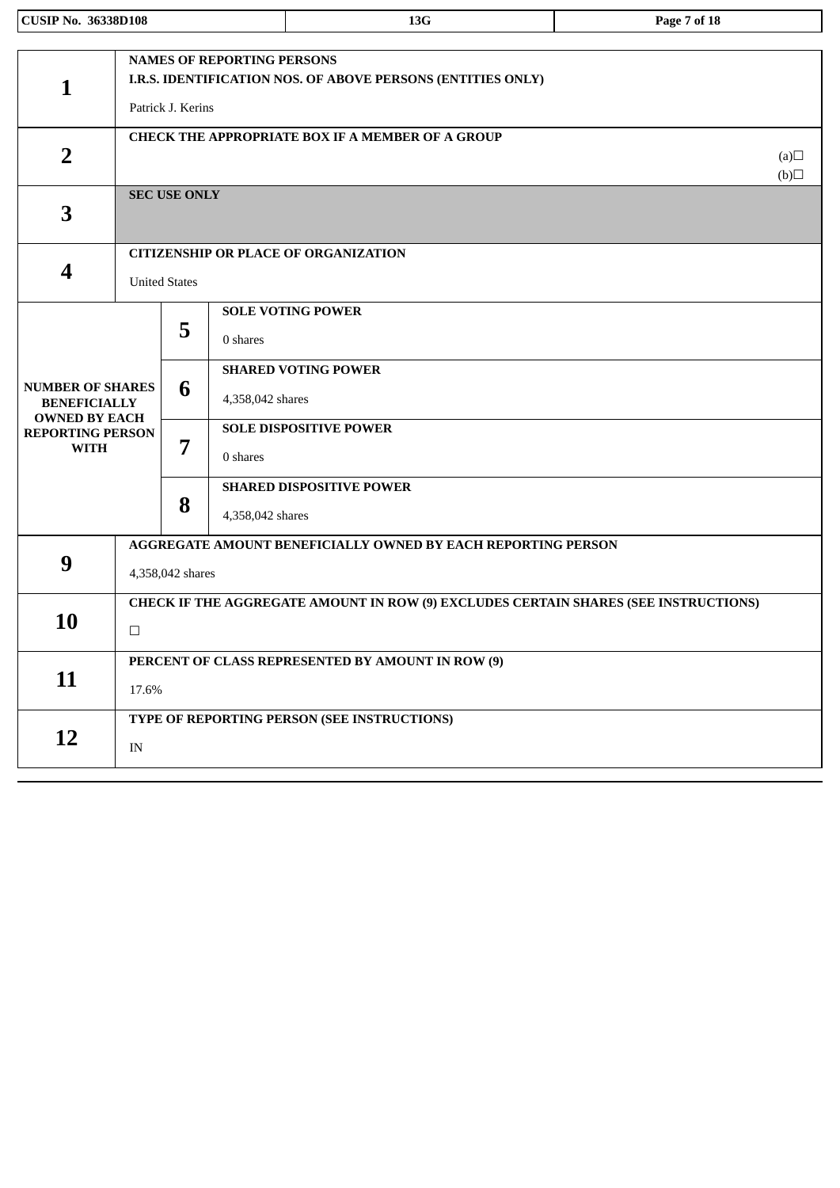| CUSIP No. 36338D108 | 13G | |
|---|---|---|

| | | |
|---|---|---|
| **1** | **NAMES OF REPORTING PERSONS**<br>**I.R.S. IDENTIFICATION NOS. OF ABOVE PERSONS (ENTITIES ONLY)**<br><br>Patrick J. Kerins | |
| **2** | **CHECK THE APPROPRIATE BOX IF A MEMBER OF A GROUP**<br>(a)☐<br>(b)☐ | |
| **3** | **SEC USE ONLY** | |
| **4** | **CITIZENSHIP OR PLACE OF ORGANIZATION**<br><br>United States | |
| **NUMBER OF SHARES BENEFICIALLY OWNED BY EACH REPORTING PERSON WITH** | **5** | **SOLE VOTING POWER**<br><br>0 shares |
| | **6** | **SHARED VOTING POWER**<br><br>4,358,042 shares |
| | **7** | **SOLE DISPOSITIVE POWER**<br><br>0 shares |
| | **8** | **SHARED DISPOSITIVE POWER**<br><br>4,358,042 shares |
| **9** | **AGGREGATE AMOUNT BENEFICIALLY OWNED BY EACH REPORTING PERSON**<br><br>4,358,042 shares | |
| **10** | **CHECK IF THE AGGREGATE AMOUNT IN ROW (9) EXCLUDES CERTAIN SHARES (SEE INSTRUCTIONS)**<br><br>☐ | |
| **11** | **PERCENT OF CLASS REPRESENTED BY AMOUNT IN ROW (9)**<br><br>17.6% | |
| **12** | **TYPE OF REPORTING PERSON (SEE INSTRUCTIONS)**<br><br>IN | |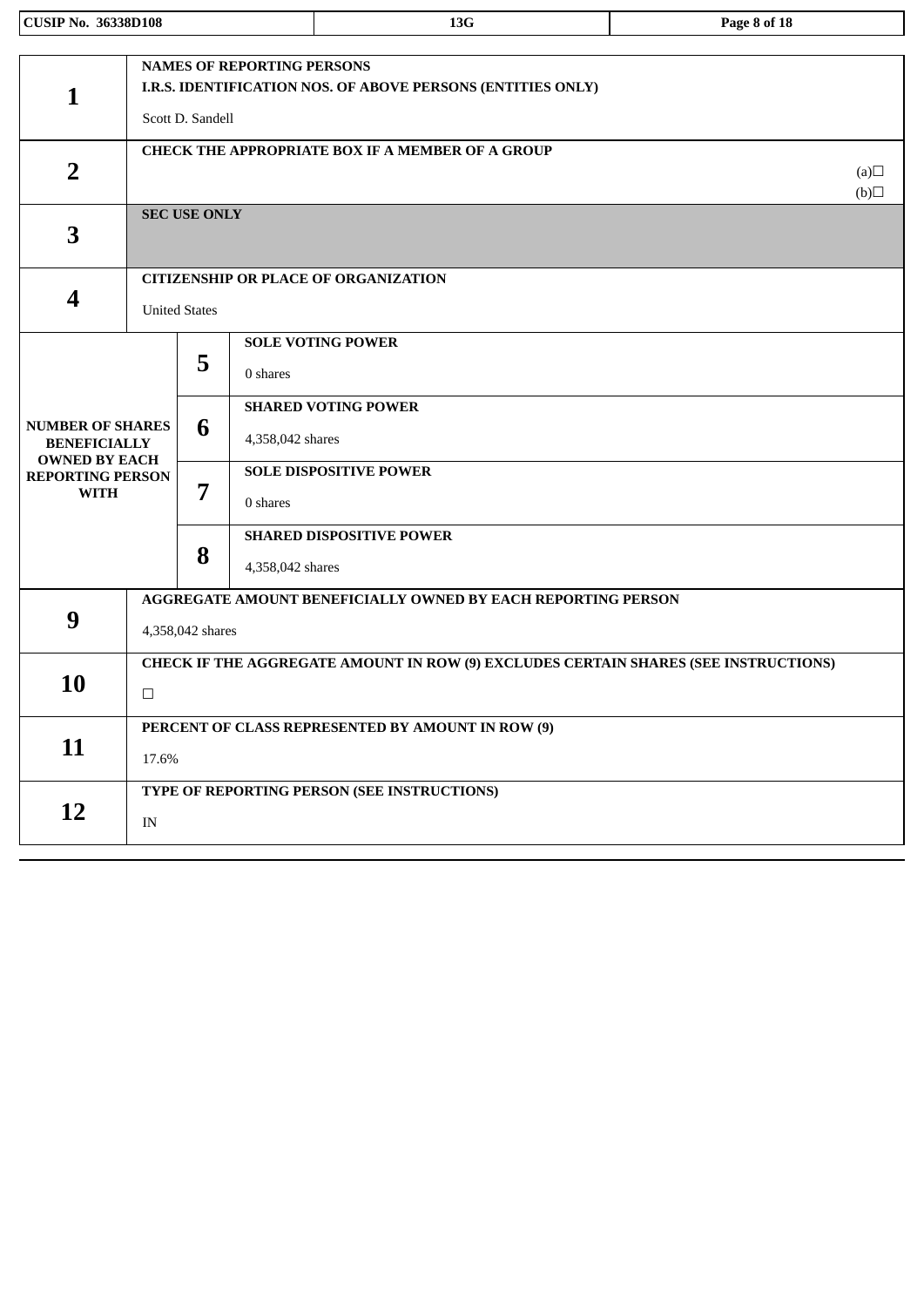| | | | |
|---|---|---|---|
| **1** | **NAMES OF REPORTING PERSONS**<br>**I.R.S. IDENTIFICATION NOS. OF ABOVE PERSONS (ENTITIES ONLY)**<br>Scott D. Sandell | | |
| **2** | **CHECK THE APPROPRIATE BOX IF A MEMBER OF A GROUP**<br>(a)☐<br>(b)☐ | | |
| **3** | **SEC USE ONLY** | | |
| **4** | **CITIZENSHIP OR PLACE OF ORGANIZATION**<br>United States | | |
| **NUMBER OF SHARES BENEFICIALLY OWNED BY EACH REPORTING PERSON WITH** | **5** | **SOLE VOTING POWER**<br>0 shares | |
| | **6** | **SHARED VOTING POWER**<br>4,358,042 shares | |
| | **7** | **SOLE DISPOSITIVE POWER**<br>0 shares | |
| | **8** | **SHARED DISPOSITIVE POWER**<br>4,358,042 shares | |
| **9** | **AGGREGATE AMOUNT BENEFICIALLY OWNED BY EACH REPORTING PERSON**<br>4,358,042 shares | | |
| **10** | **CHECK IF THE AGGREGATE AMOUNT IN ROW (9) EXCLUDES CERTAIN SHARES (SEE INSTRUCTIONS)**<br>☐ | | |
| **11** | **PERCENT OF CLASS REPRESENTED BY AMOUNT IN ROW (9)**<br>17.6% | | |
| **12** | **TYPE OF REPORTING PERSON (SEE INSTRUCTIONS)**<br>IN | | |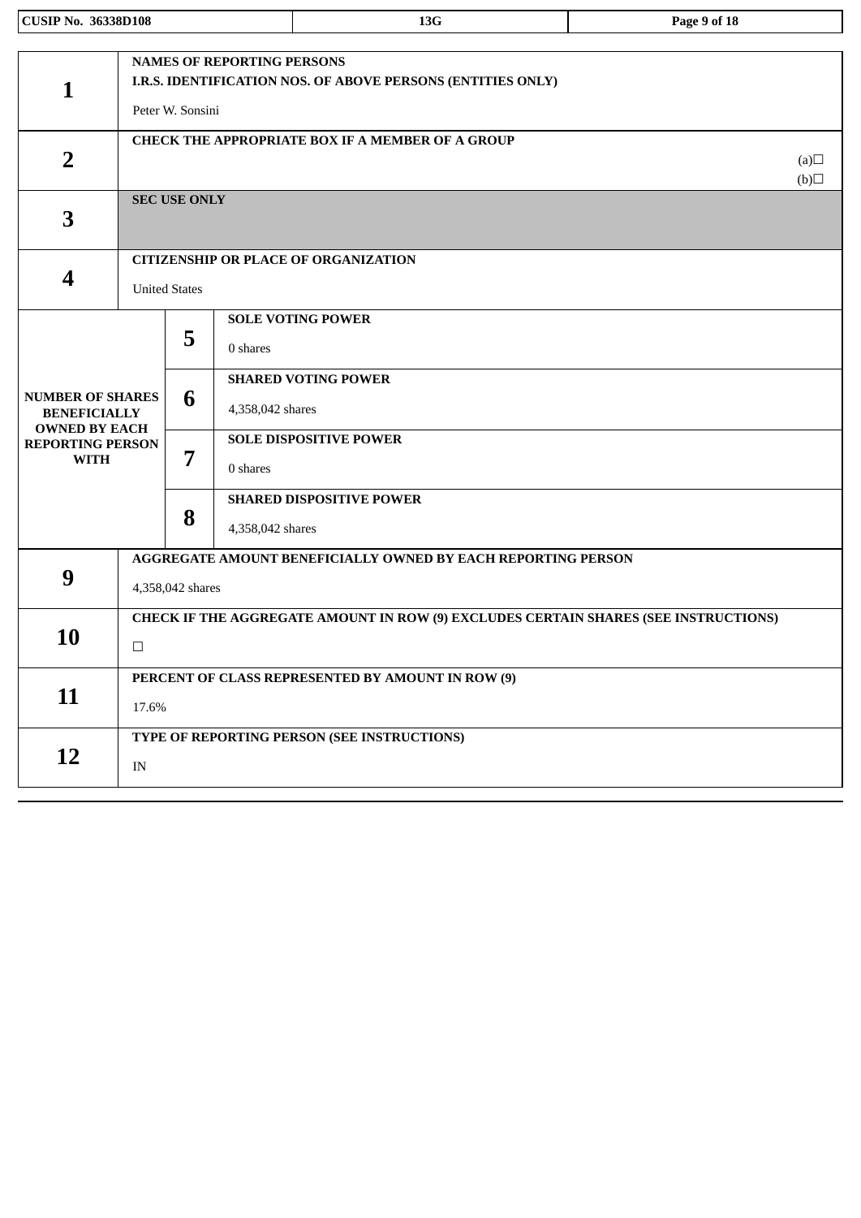| CUSIP No. 36338D108 | 13G |
|---|---|

| | | | |
|---|---|---|---|
| **1** | **NAMES OF REPORTING PERSONS**<br>**I.R.S. IDENTIFICATION NOS. OF ABOVE PERSONS (ENTITIES ONLY)**<br>Peter W. Sonsini | | |
| **2** | **CHECK THE APPROPRIATE BOX IF A MEMBER OF A GROUP**<br>(a)☐<br>(b)☐ | | |
| **3** | **SEC USE ONLY** | | |
| **4** | **CITIZENSHIP OR PLACE OF ORGANIZATION**<br>United States | | |
| **NUMBER OF SHARES BENEFICIALLY OWNED BY EACH REPORTING PERSON WITH** | **5** | **SOLE VOTING POWER**<br>0 shares | |
| | **6** | **SHARED VOTING POWER**<br>4,358,042 shares | |
| | **7** | **SOLE DISPOSITIVE POWER**<br>0 shares | |
| | **8** | **SHARED DISPOSITIVE POWER**<br>4,358,042 shares | |
| **9** | **AGGREGATE AMOUNT BENEFICIALLY OWNED BY EACH REPORTING PERSON**<br>4,358,042 shares | | |
| **10** | **CHECK IF THE AGGREGATE AMOUNT IN ROW (9) EXCLUDES CERTAIN SHARES (SEE INSTRUCTIONS)**<br>☐ | | |
| **11** | **PERCENT OF CLASS REPRESENTED BY AMOUNT IN ROW (9)**<br>17.6% | | |
| **12** | **TYPE OF REPORTING PERSON (SEE INSTRUCTIONS)**<br>IN | | |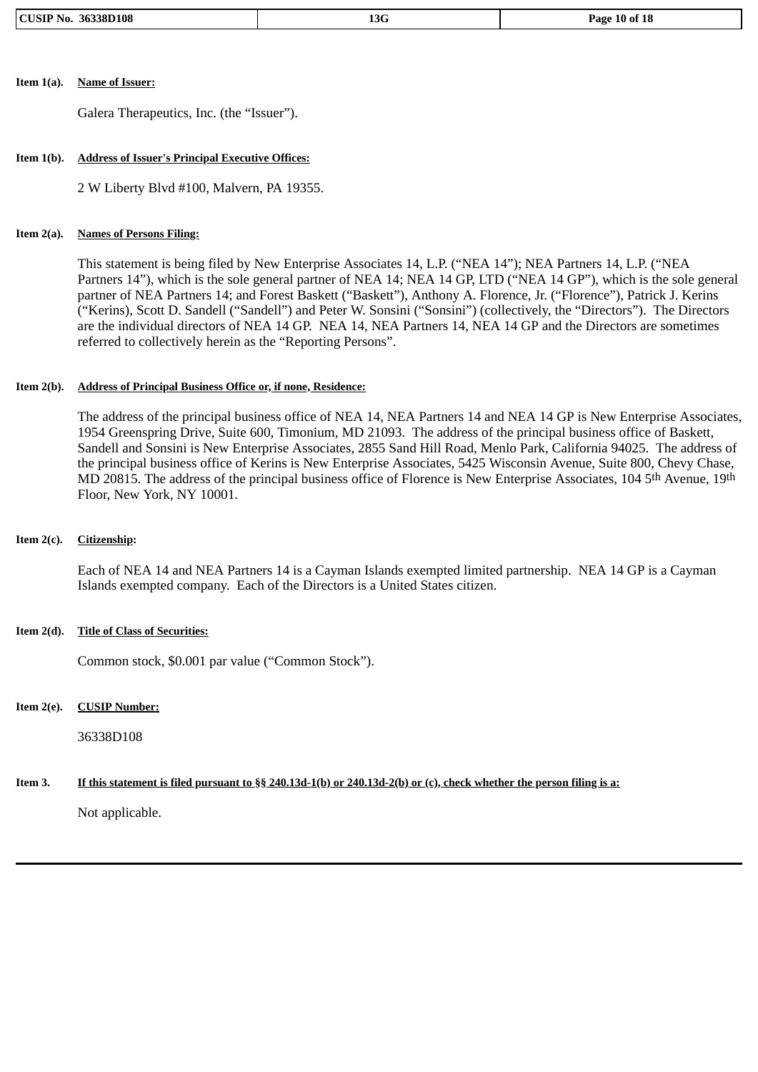**Item 1(a).** **Name of Issuer:**

Galera Therapeutics, Inc. (the "Issuer").

**Item 1(b).** **Address of Issuer's Principal Executive Offices:**

2 W Liberty Blvd #100, Malvern, PA 19355.

**Item 2(a).** **Names of Persons Filing:**

This statement is being filed by New Enterprise Associates 14, L.P. ("NEA 14"); NEA Partners 14, L.P. ("NEA Partners 14"), which is the sole general partner of NEA 14; NEA 14 GP, LTD ("NEA 14 GP"), which is the sole general partner of NEA Partners 14; and Forest Baskett ("Baskett"), Anthony A. Florence, Jr. ("Florence"), Patrick J. Kerins ("Kerins), Scott D. Sandell ("Sandell") and Peter W. Sonsini ("Sonsini") (collectively, the "Directors"). The Directors are the individual directors of NEA 14 GP. NEA 14, NEA Partners 14, NEA 14 GP and the Directors are sometimes referred to collectively herein as the "Reporting Persons".

**Item 2(b).** **Address of Principal Business Office or, if none, Residence:**

The address of the principal business office of NEA 14, NEA Partners 14 and NEA 14 GP is New Enterprise Associates, 1954 Greenspring Drive, Suite 600, Timonium, MD 21093. The address of the principal business office of Baskett, Sandell and Sonsini is New Enterprise Associates, 2855 Sand Hill Road, Menlo Park, California 94025. The address of the principal business office of Kerins is New Enterprise Associates, 5425 Wisconsin Avenue, Suite 800, Chevy Chase, MD 20815. The address of the principal business office of Florence is New Enterprise Associates, 104 5th Avenue, 19th Floor, New York, NY 10001.

**Item 2(c).** **Citizenship:**

Each of NEA 14 and NEA Partners 14 is a Cayman Islands exempted limited partnership. NEA 14 GP is a Cayman Islands exempted company. Each of the Directors is a United States citizen.

**Item 2(d).** **Title of Class of Securities:**

Common stock, $0.001 par value ("Common Stock").

**Item 2(e).** **CUSIP Number:**

36338D108

**Item 3.** **If this statement is filed pursuant to §§ 240.13d-1(b) or 240.13d-2(b) or (c), check whether the person filing is a:**

Not applicable.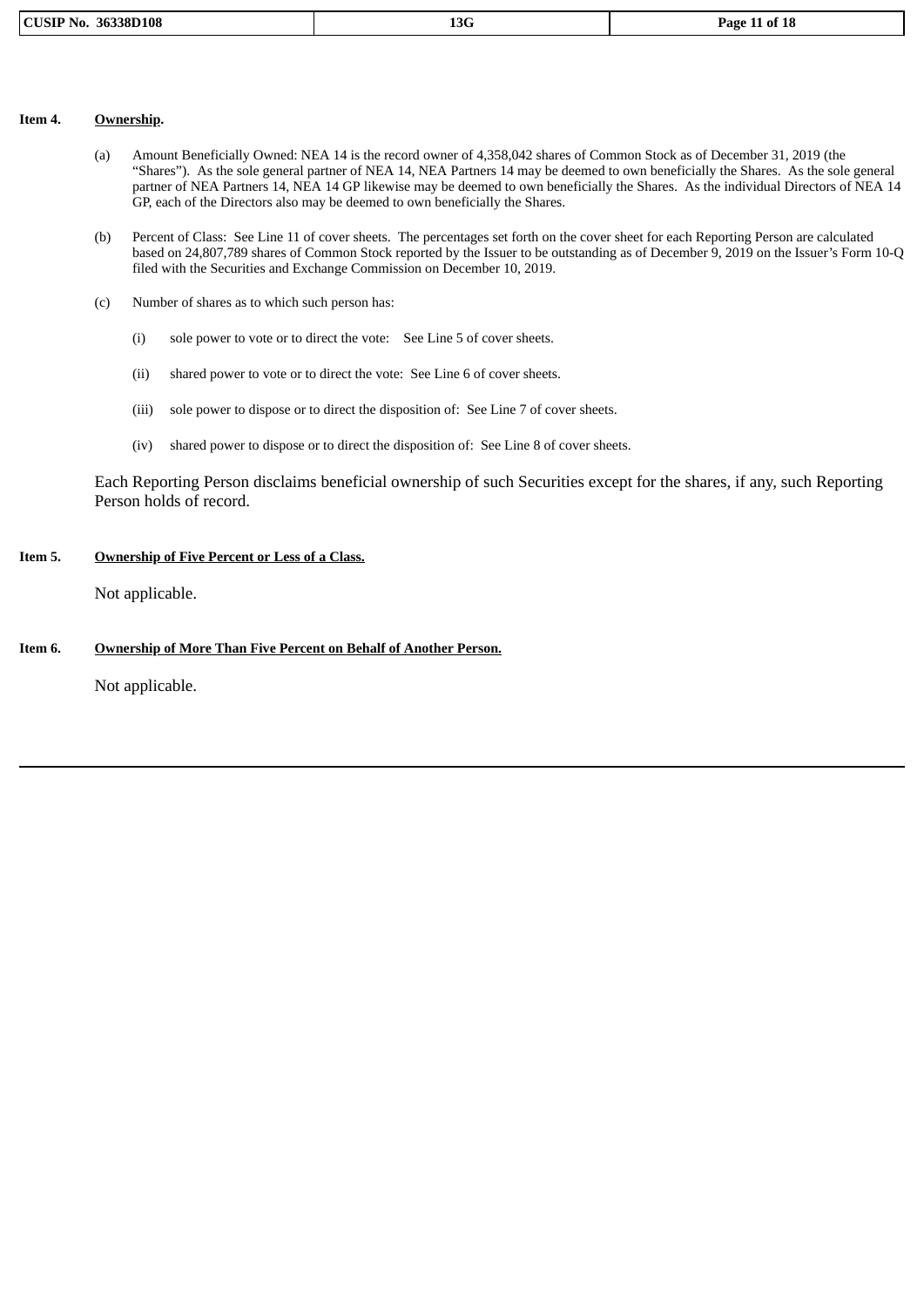**Item 4.** **Ownership.**

(a) Amount Beneficially Owned: NEA 14 is the record owner of 4,358,042 shares of Common Stock as of December 31, 2019 (the "Shares"). As the sole general partner of NEA 14, NEA Partners 14 may be deemed to own beneficially the Shares. As the sole general partner of NEA Partners 14, NEA 14 GP likewise may be deemed to own beneficially the Shares. As the individual Directors of NEA 14 GP, each of the Directors also may be deemed to own beneficially the Shares.

(b) Percent of Class: See Line 11 of cover sheets. The percentages set forth on the cover sheet for each Reporting Person are calculated based on 24,807,789 shares of Common Stock reported by the Issuer to be outstanding as of December 9, 2019 on the Issuer's Form 10-Q filed with the Securities and Exchange Commission on December 10, 2019.

(c) Number of shares as to which such person has:

(i) sole power to vote or to direct the vote: See Line 5 of cover sheets.

(ii) shared power to vote or to direct the vote: See Line 6 of cover sheets.

(iii) sole power to dispose or to direct the disposition of: See Line 7 of cover sheets.

(iv) shared power to dispose or to direct the disposition of: See Line 8 of cover sheets.

Each Reporting Person disclaims beneficial ownership of such Securities except for the shares, if any, such Reporting Person holds of record.

**Item 5.** **Ownership of Five Percent or Less of a Class.**

Not applicable.

**Item 6.** **Ownership of More Than Five Percent on Behalf of Another Person.**

Not applicable.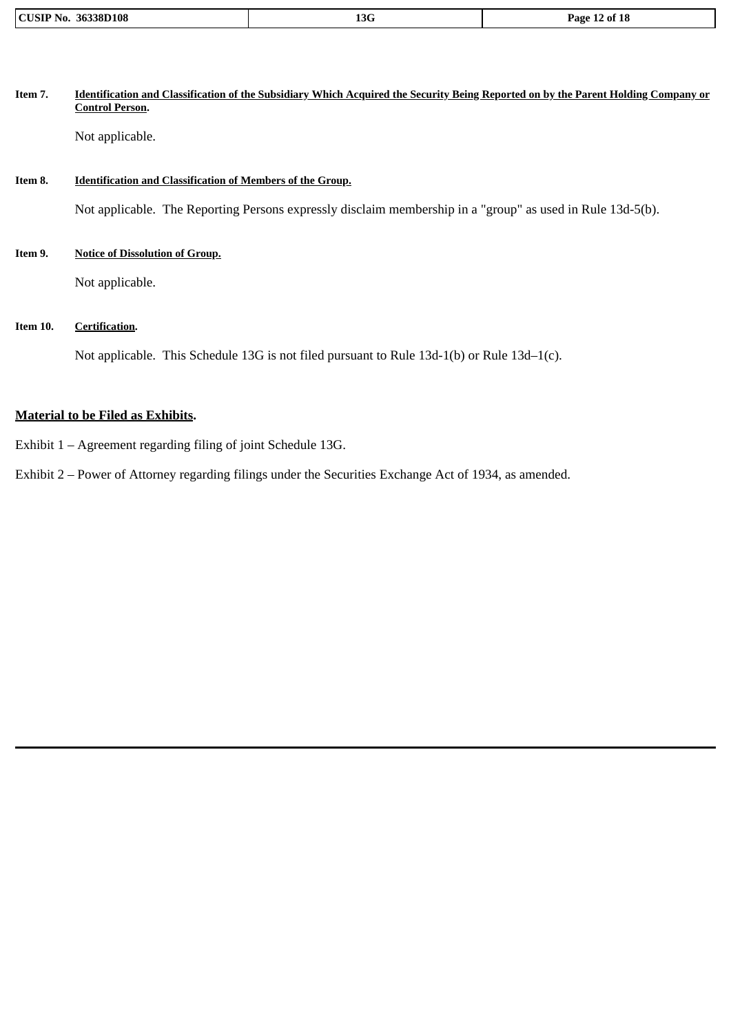**Item 7.** **Identification and Classification of the Subsidiary Which Acquired the Security Being Reported on by the Parent Holding Company or Control Person.**

Not applicable.

**Item 8.** **Identification and Classification of Members of the Group.**

Not applicable. The Reporting Persons expressly disclaim membership in a "group" as used in Rule 13d-5(b).

**Item 9.** **Notice of Dissolution of Group.**

Not applicable.

**Item 10.** **Certification.**

Not applicable. This Schedule 13G is not filed pursuant to Rule 13d-1(b) or Rule 13d–1(c).

**Material to be Filed as Exhibits.**

Exhibit 1 – Agreement regarding filing of joint Schedule 13G.

Exhibit 2 – Power of Attorney regarding filings under the Securities Exchange Act of 1934, as amended.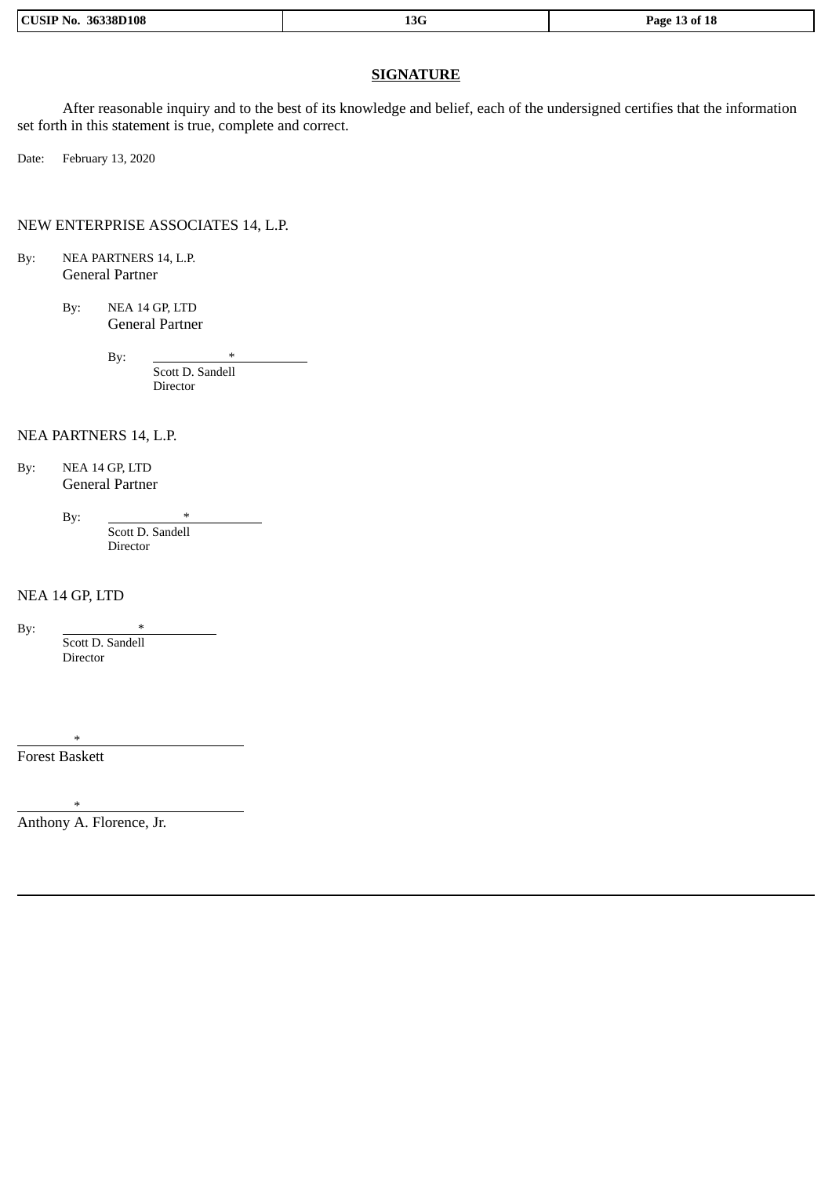## SIGNATURE

After reasonable inquiry and to the best of its knowledge and belief, each of the undersigned certifies that the information set forth in this statement is true, complete and correct.

Date: February 13, 2020

NEW ENTERPRISE ASSOCIATES 14, L.P.

By: NEA PARTNERS 14, L.P.
General Partner

By: NEA 14 GP, LTD
General Partner

By: *
Scott D. Sandell
Director

NEA PARTNERS 14, L.P.

By: NEA 14 GP, LTD
General Partner

By: *
Scott D. Sandell
Director

NEA 14 GP, LTD

By: *
Scott D. Sandell
Director

*
Forest Baskett

*
Anthony A. Florence, Jr.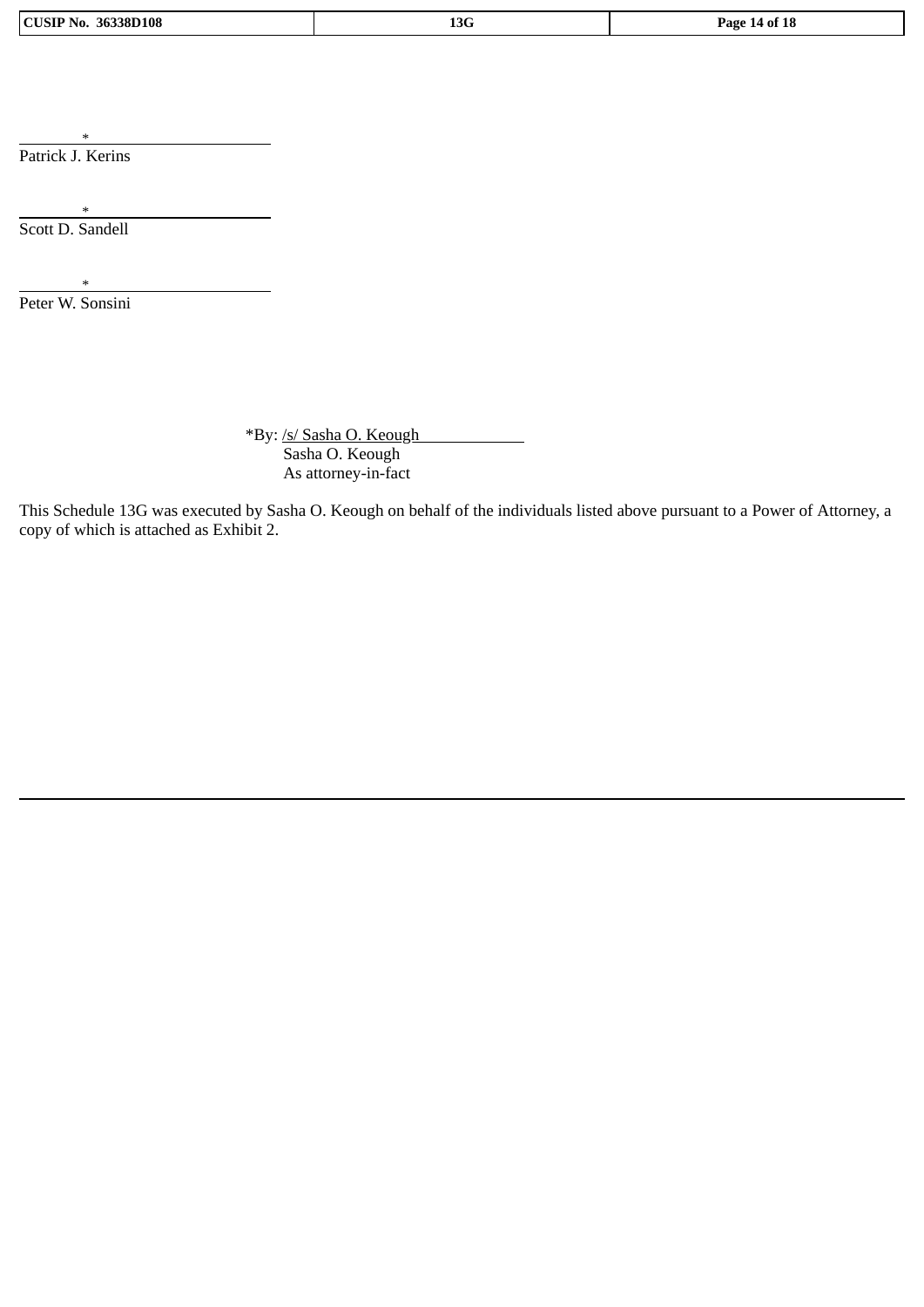\*

Patrick J. Kerins

\*

Scott D. Sandell

\*

Peter W. Sonsini

\*By: /s/ Sasha O. Keough
Sasha O. Keough
As attorney-in-fact

This Schedule 13G was executed by Sasha O. Keough on behalf of the individuals listed above pursuant to a Power of Attorney, a copy of which is attached as Exhibit 2.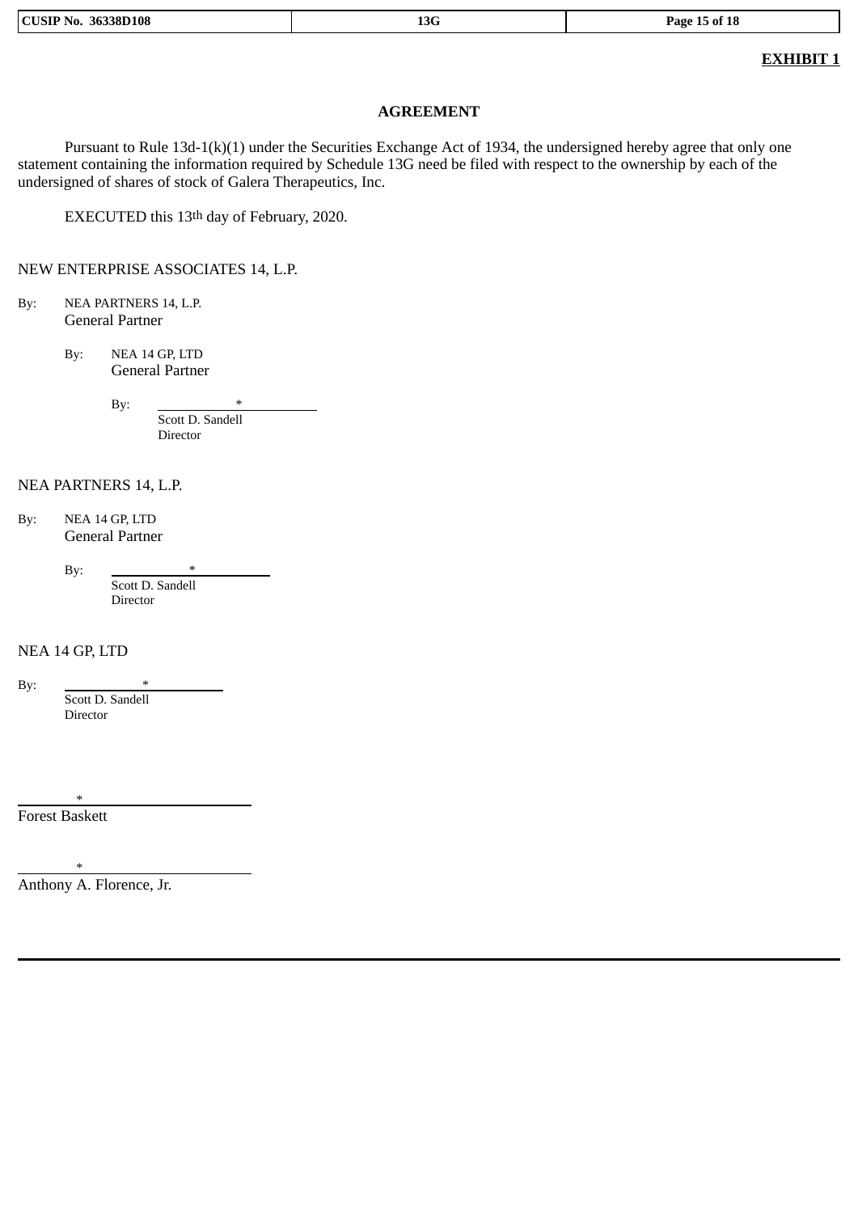**EXHIBIT 1**

**AGREEMENT**

Pursuant to Rule 13d-1(k)(1) under the Securities Exchange Act of 1934, the undersigned hereby agree that only one statement containing the information required by Schedule 13G need be filed with respect to the ownership by each of the undersigned of shares of stock of Galera Therapeutics, Inc.

EXECUTED this 13th day of February, 2020.

NEW ENTERPRISE ASSOCIATES 14, L.P.

By: NEA PARTNERS 14, L.P.
General Partner

By: NEA 14 GP, LTD
General Partner

By: *
Scott D. Sandell
Director

NEA PARTNERS 14, L.P.

By: NEA 14 GP, LTD
General Partner

By: *
Scott D. Sandell
Director

NEA 14 GP, LTD

By: *
Scott D. Sandell
Director

*
Forest Baskett

*
Anthony A. Florence, Jr.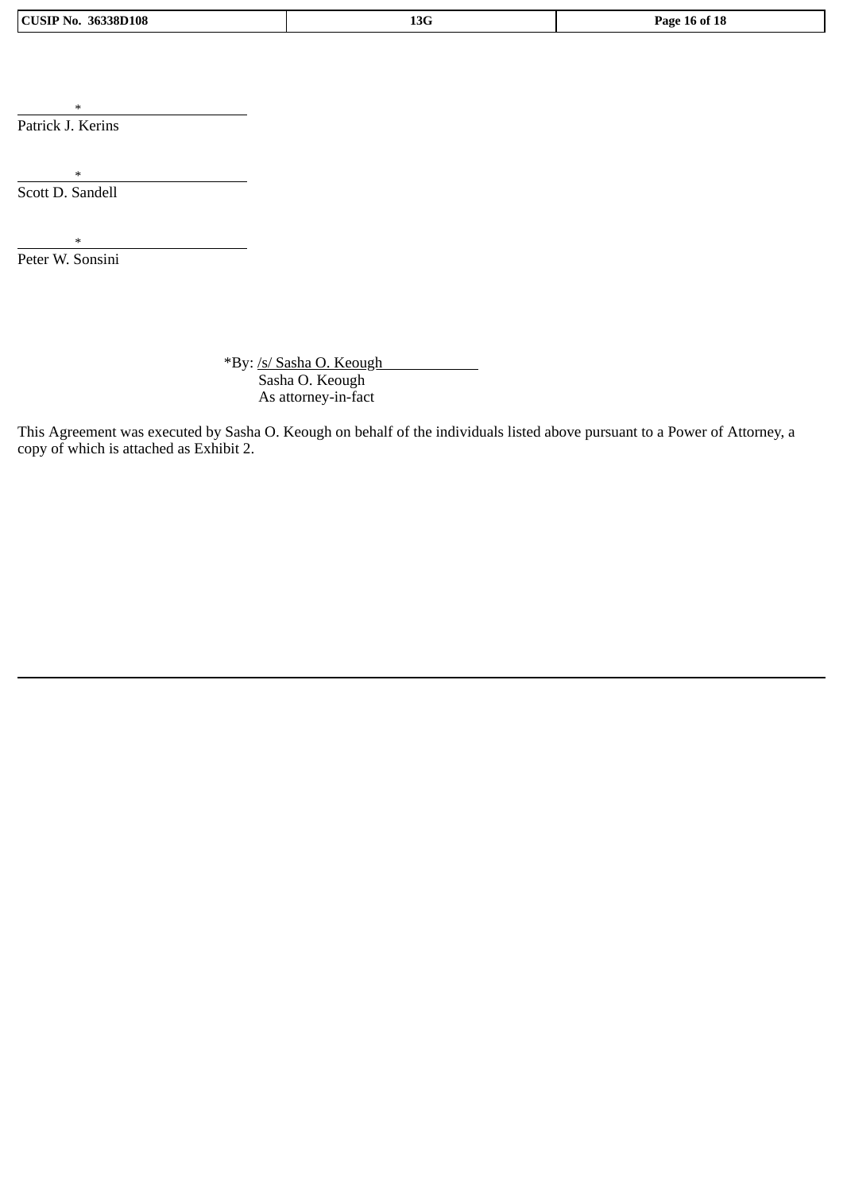\*

Patrick J. Kerins

\*

Scott D. Sandell

\*

Peter W. Sonsini

*By: /s/ Sasha O. Keough
Sasha O. Keough
As attorney-in-fact

This Agreement was executed by Sasha O. Keough on behalf of the individuals listed above pursuant to a Power of Attorney, a copy of which is attached as Exhibit 2.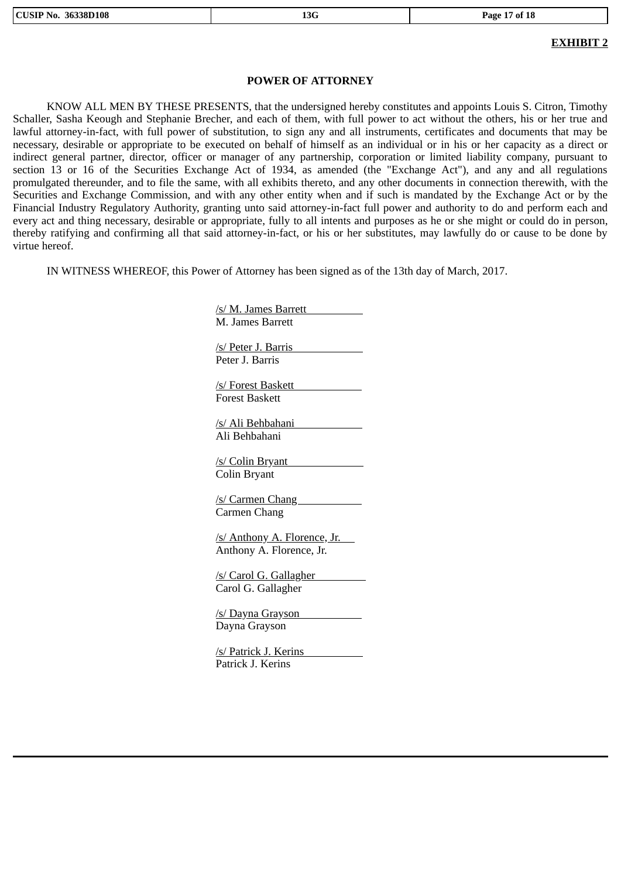**EXHIBIT 2**

**POWER OF ATTORNEY**

KNOW ALL MEN BY THESE PRESENTS, that the undersigned hereby constitutes and appoints Louis S. Citron, Timothy Schaller, Sasha Keough and Stephanie Brecher, and each of them, with full power to act without the others, his or her true and lawful attorney-in-fact, with full power of substitution, to sign any and all instruments, certificates and documents that may be necessary, desirable or appropriate to be executed on behalf of himself as an individual or in his or her capacity as a direct or indirect general partner, director, officer or manager of any partnership, corporation or limited liability company, pursuant to section 13 or 16 of the Securities Exchange Act of 1934, as amended (the "Exchange Act"), and any and all regulations promulgated thereunder, and to file the same, with all exhibits thereto, and any other documents in connection therewith, with the Securities and Exchange Commission, and with any other entity when and if such is mandated by the Exchange Act or by the Financial Industry Regulatory Authority, granting unto said attorney-in-fact full power and authority to do and perform each and every act and thing necessary, desirable or appropriate, fully to all intents and purposes as he or she might or could do in person, thereby ratifying and confirming all that said attorney-in-fact, or his or her substitutes, may lawfully do or cause to be done by virtue hereof.

IN WITNESS WHEREOF, this Power of Attorney has been signed as of the 13th day of March, 2017.

/s/ M. James Barrett
M. James Barrett

/s/ Peter J. Barris
Peter J. Barris

/s/ Forest Baskett
Forest Baskett

/s/ Ali Behbahani
Ali Behbahani

/s/ Colin Bryant
Colin Bryant

/s/ Carmen Chang
Carmen Chang

/s/ Anthony A. Florence, Jr.
Anthony A. Florence, Jr.

/s/ Carol G. Gallagher
Carol G. Gallagher

/s/ Dayna Grayson
Dayna Grayson

/s/ Patrick J. Kerins
Patrick J. Kerins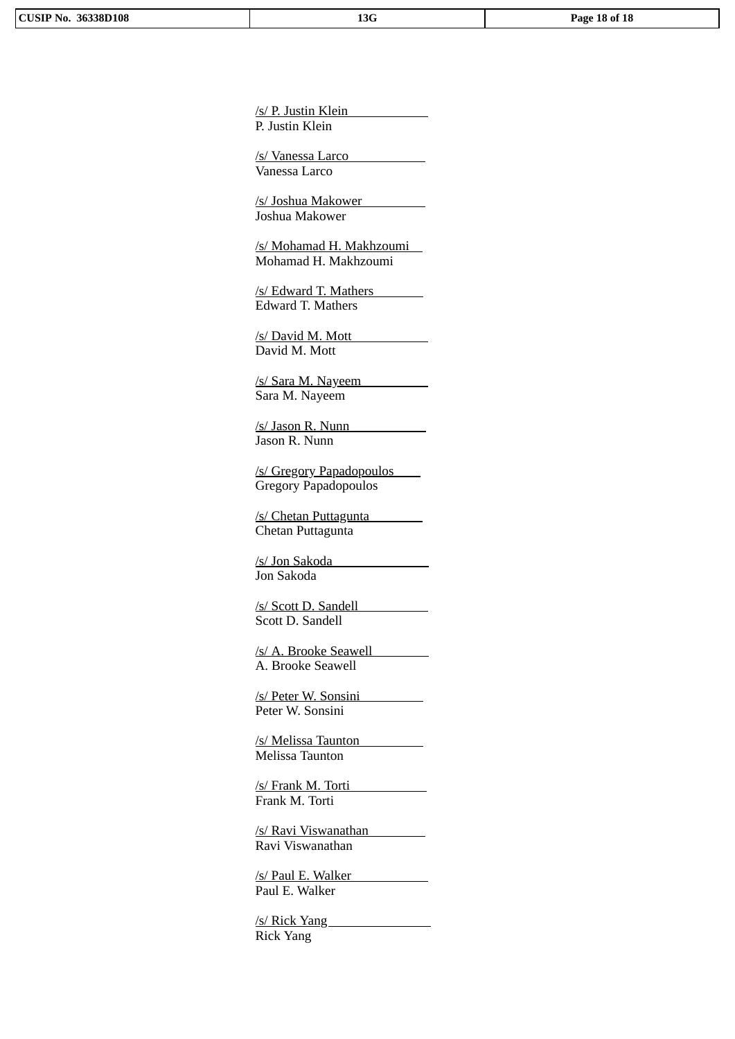/s/ P. Justin Klein
P. Justin Klein

/s/ Vanessa Larco
Vanessa Larco

/s/ Joshua Makower
Joshua Makower

/s/ Mohamad H. Makhzoumi
Mohamad H. Makhzoumi

/s/ Edward T. Mathers
Edward T. Mathers

/s/ David M. Mott
David M. Mott

/s/ Sara M. Nayeem
Sara M. Nayeem

/s/ Jason R. Nunn
Jason R. Nunn

/s/ Gregory Papadopoulos
Gregory Papadopoulos

/s/ Chetan Puttagunta
Chetan Puttagunta

/s/ Jon Sakoda
Jon Sakoda

/s/ Scott D. Sandell
Scott D. Sandell

/s/ A. Brooke Seawell
A. Brooke Seawell

/s/ Peter W. Sonsini
Peter W. Sonsini

/s/ Melissa Taunton
Melissa Taunton

/s/ Frank M. Torti
Frank M. Torti

/s/ Ravi Viswanathan
Ravi Viswanathan

/s/ Paul E. Walker
Paul E. Walker

/s/ Rick Yang
Rick Yang